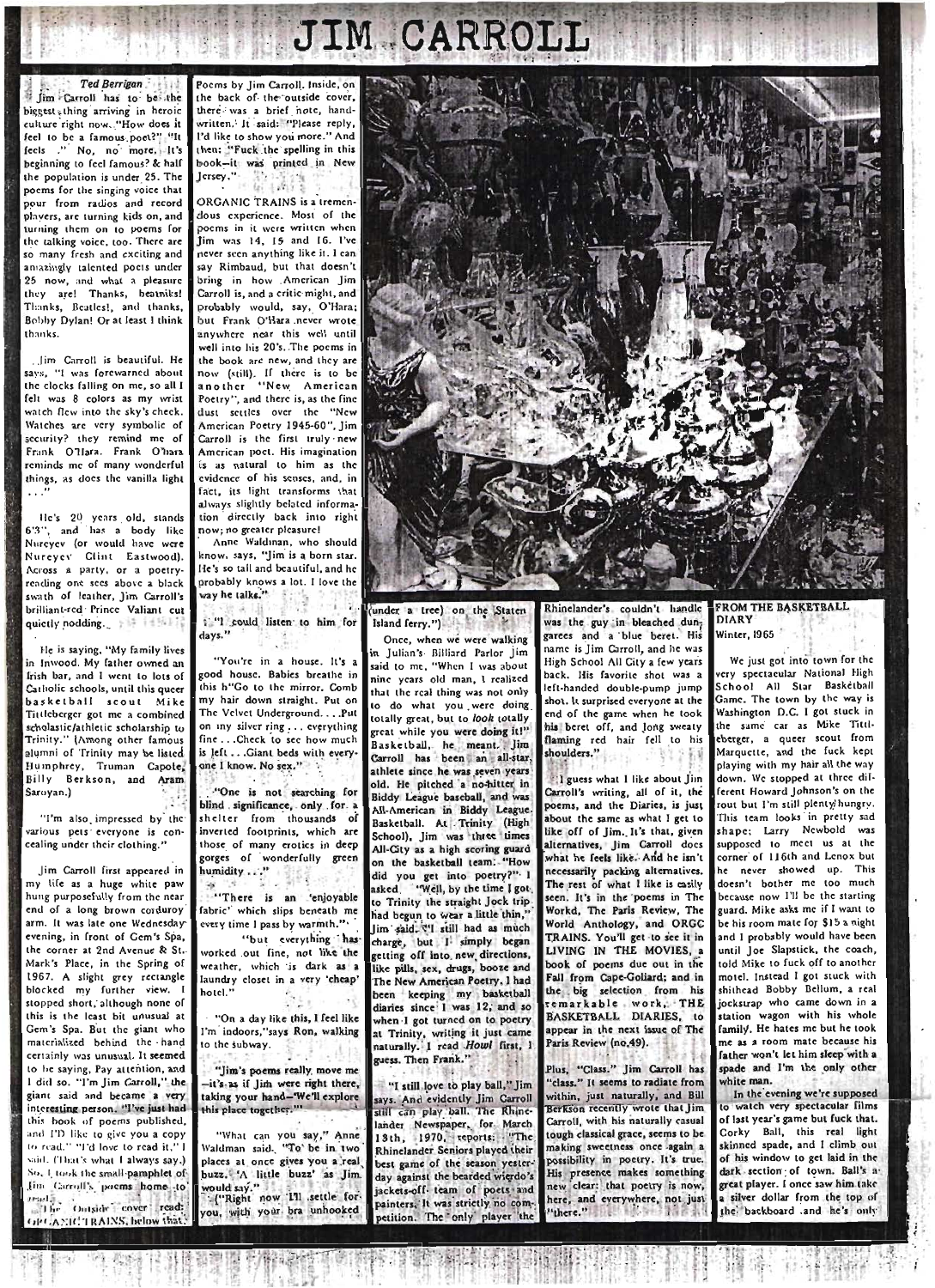# JIM CARROLL

*Ted Berrigan*

Jim Carroll has to be the biggest thing arriving in heroic culture right now. "How does it feel to be a famous poet?" "It feels ." No, no more. It's beginning to feel famous? & half the population is under 25. The poems for the singing voice that pour from radios and record players, are turning kids on, and turning them on to poems for the talking voice, too. There are so many fresh and exciting and amazingly talented poets under 25 now, and what a pleasure they are! Thanks, beatniks! Thanks, Beatles!, and thanks, Bobby Dylan! Or at least I think thanks.

Jim Carroll is beautiful. He says, "I was forewarned about the clocks falling on me, so all I felt was 8 colors as my wrist watch flew into the sky's cheek. Watches are very symbolic of security? they remind me of Frank O'Hara. Frank O'hara reminds me of many wonderful things, as does the vanilla light . . ."

He's 20 years old, stands 6'3", and has a body like Nureyev (or would have were Nureyev Clint Eastwood). Across a party, or a poetry-reading one sees above a black swath of leather, Jim Carroll's brilliant-red Prince Valiant cut quietly nodding.

He is saying, "My family lives in Inwood. My father owned an Irish bar, and I went to lots of Catholic schools, until this queer basketball scout Mike Tittleberger got me a combined scholastic/athletic scholarship to Trinity." (Among other famous alumni of Trinity may be listed Humphrey, Truman Capote, Billy Berkson, and Aram Saroyan.)

"I'm also impressed by the various pets everyone is concealing under their clothing."

Jim Carroll first appeared in my life as a huge white paw hung purposefully from the near end of a long brown corduroy arm. It was late one Wednesday evening, in front of Gem's Spa, the corner at 2nd Avenue & St. Mark's Place, in the Spring of 1967. A slight grey rectangle blocked my further view. I stopped short, although none of this is the least bit unusual at Gem's Spa. But the giant who materialized behind the hand certainly was unusual. It seemed to be saying, Pay attention, and I did so. "I'm Jim Carroll," the giant said and became a very interesting person. "I've just had this book of poems published, and I'D like to give you a copy to read." "I'd love to read it," I said. (That's what I always say.) So, I took the small pamphlet of Jim Carroll's poems home to read.

The Outside cover read: ORGANIC TRAINS, below that: Poems by Jim Carroll. Inside, on the back of the outside cover, there was a brief note, handwritten. It said: "Please reply, I'd like to show you more." And then: "Fuck the spelling in this book—it was printed in New Jersey."

ORGANIC TRAINS is a tremendous experience. Most of the poems in it were written when Jim was 14, 15 and 16. I've never seen anything like it. I can say Rimbaud, but that doesn't bring in how American Jim Carroll is, and a critic might, and probably would, say, O'Hara; but Frank O'Hara never wrote anywhere near this well until well into his 20's. The poems in the book are new, and they are now (still). If there is to be another "New American Poetry", and there is, as the fine dust settles over the "New American Poetry 1945-60", Jim Carroll is the first truly new American poet. His imagination is as natural to him as the evidence of his senses, and, in fact, its light transforms that always slightly belated information directly back into right now; no greater pleasure!

Anne Waldman, who should know, says, "Jim is a born star. He's so tall and beautiful, and he probably knows a lot. I love the way he talks."

"I could listen to him for days."

"You're in a house. It's a good house. Babies breathe in this h"Go to the mirror. Comb my hair down straight. Put on The Velvet Underground. . . .Put on my silver ring . . . everything fine . . .Check to see how much is left . . .Giant beds with everyone I know. No sex."

"One is not searching for blind significance, only for a shelter from thousands of inverted footprints, which are those of many erotics in deep gorges of wonderfully green humidity . . ."

"There is an 'enjoyable fabric' which slips beneath me every time I pass by warmth."

"but everything has worked out fine, not like the weather, which is dark as a laundry closet in a very 'cheap' hotel."

"On a day like this, I feel like I'm indoors,"says Ron, walking to the subway.

"Jim's poems really move me —it's as if Jim were right there, taking your hand—'We'll explore this place together.'"

"What can you say," Anne Waldman said. "To be in two places at once gives you a real buzz. 'A little buzz' as Jim would say."

("Right now I'll settle for you, with your bra unhooked (under a tree) on the Staten Island ferry.")

Once, when we were walking in Julian's Billiard Parlor Jim said to me, "When I was about nine years old man, I realized that the real thing was not only to do what you were doing totally great, but to *look* totally great while you were doing it!" Basketball, he meant. Jim Carroll has been an all-star athlete since he was seven years old. He pitched a no-hitter in Biddy League baseball, and was All-American in Biddy League Basketball. At Trinity (High School), Jim was three times All-City as a high scoring guard on the basketball team. "How did you get into poetry?" I asked. "Well, by the time I got to Trinity the straight Jock trip had begun to wear a little thin," Jim said. "I still had as much charge, but I simply began getting off into new directions, like pills, sex, drugs, booze and The New American Poetry. I had been keeping my basketball diaries since I was 12, and so when I got turned on to poetry at Trinity, writing it just came naturally. I read *Howl* first, I guess. Then Frank."

"I still love to play ball," Jim says. And evidently Jim Carroll still can play ball. The Rhinelander Newspaper, for March 13th, 1970, reports: "The Rhinelander Seniors played their best game of the season yesterday against the bearded wierdo's jackets-off team of poets and painters. It was strictly no competition. The only player the Rhinelander's couldn't handle was the guy in bleached dungarees and a blue beret. His name is Jim Carroll, and he was High School All City a few years back. His favorite shot was a left-handed double-pump jump shot. It surprised everyone at the end of the game when he took his beret off, and long sweaty flaming red hair fell to his shoulders."

I guess what I like about Jim Carroll's writing, all of it, the poems, and the Diaries, is just about the same as what I get to like off of Jim. It's that, given alternatives, Jim Carroll does what he feels like. And he isn't necessarily packing alternatives. The rest of what I like is easily seen. It's in the poems in The World, The Paris Review, The World Anthology, and ORGC TRAINS. You'll get to see it in LIVING IN THE MOVIES, a book of poems due out in the Fall from Cape-Goliard; and in the big selection from his remarkable work, THE BASKETBALL DIARIES, to appear in the next issue of The Paris Review (no.49).

Plus, "Class." Jim Carroll has "class." It seems to radiate from within, just naturally, and Bill Berkson recently wrote that Jim Carroll, with his naturally casual tough classical grace, seems to be making sweetness once again a possibility in poetry. It's true. His presence makes something new clear: that poetry is now, here, and everywhere, not just "there."

## FROM THE BASKETBALL DIARY

Winter, 1965

We just got into town for the very spectacular National High School All Star Basketball Game. The town by the way is Washington D.C. I got stuck in the same car as Mike Tittlebeger, a queer scout from Marquette, and the fuck kept playing with my hair all the way down. We stopped at three different Howard Johnson's on the rout but I'm still plenty hungry. This team looks in pretty sad shape; Larry Newbold was supposed to meet us at the corner of 116th and Lenox but he never showed up. This doesn't bother me too much because now I'll be the starting guard. Mike asks me if I want to be his room mate for $15 a night and I probably would have been until Joe Slapstick, the coach, told Mike to fuck off to another motel. Instead I got stuck with shithead Bobby Bellum, a real jockstrap who came down in a station wagon with his whole family. He hates me but he took me as a room mate because his father won't let him sleep with a spade and I'm the only other white man.

In the evening we're supposed to watch very spectacular films of last year's game but fuck that. Corky Ball, this real light skinned spade, and I climb out of his window to get laid in the dark section of town. Ball's a great player. I once saw him take a silver dollar from the top of the backboard and he's only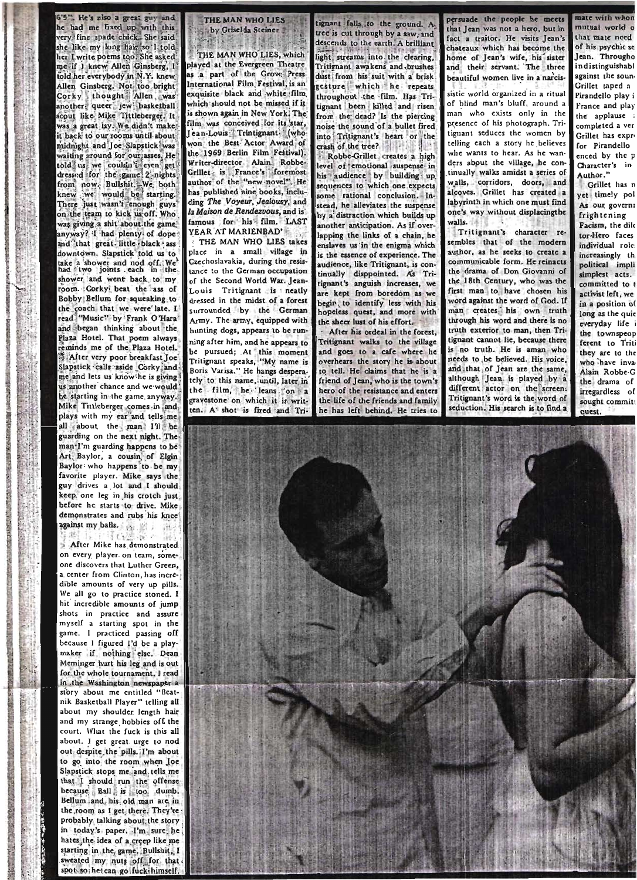6'5". He's also a great guy and he had me fixed up with this very fine spade chick. She said she like my long hair so I told her I write poems too. She asked me if I knew Allen Ginsberg, I told her everybody in N.Y. knew Allen Ginsberg. Not too bright Corky thought Allen was another queer jew basketball scout like Mike Tittleberger. It was a great lay. We didn't make it back to our rooms until about midnight and Joe Slapstick was waiting around for our asses. He told us we couldn't even get dressed for the game 2 nights from now. Bullshit. We both knew we would be starting. There just wasn't enough guys on the team to kick us off. Who was giving a shit about the game anyway? I had plenty of dope and that great little black ass downtown. Slapstick told us to take a shower and nod off. We had two joints each in the shower and went back to my room. Corky beat the ass of Bobby Bellum for squeaking to the coach that we were late. I read "Music" by Frank O'Hara and began thinking about the Plaza Hotel. That poem always reminds me of the Plaza Hotel. After very poor breakfast Joe Slapstick calls aside Corky and me and lets us know he is giving us another chance and we would be starting in the game anyway. Mike Tittleberger comes in and plays with my ear and tells me all about the man I'll be guarding on the next night. The man I'm guarding happens to be Art Baylor, a cousin of Elgin Baylor who happens to be my favorite player. Mike says the guy drives a lot and I should keep one leg in his crotch just before he starts to drive. Mike demonstrates and rubs his knee against my balls.

After Mike has demonstrated on every player on team, someone discovers that Luther Green, a center from Clinton, has incredible amounts of very up pills. We all go to practice stoned. I hit incredible amounts of jump shots in practice and assure myself a starting spot in the game. I practiced passing off because I figured I'd be a playmaker if nothing else. Dean Meminger hurt his leg and is out for the whole tournament. I read in the Washington newspaper a story about me entitled "Beatnik Basketball Player" telling all about my shoulder length hair and my strange hobbies off the court. What the fuck is this all about. I get great urge to nod out despite the pills. I'm about to go into the room when Joe Slapstick stops me and tells me that I should run the offense because Ball is too dumb. Bellum and his old man are in the room as I get there. They're probably talking about the story in today's paper. I'm sure he hates the idea of a creep like me starting in the game. Bullshit, I sweated my nuts off for that spot so he can go fuck himself.

## THE MAN WHO LIES

by Griselda Steiner

THE MAN WHO LIES, which played at the Evergreen Theatre as a part of the Grove Press International Film Festival, is an exquisite black and white film which should not be missed if it is shown again in New York. The film was conceived for its star, Jean-Louis Trintignant (who won the Best Actor Award of the 1969 Berlin Film Festival). Writer-director Alain Robbe-Grillet is France's foremost author of the "new novel". He has published nine books, including *The Voyeur*, *Jealousy*, and *la Maison de Rendezvous*, and is famous for his film, LAST YEAR AT MARIENBAD.

THE MAN WHO LIES takes place in a small village in Czechoslavakia, during the resistance to the German occupation of the Second World War. Jean-Louis Tritignant is neatly dressed in the midst of a forest surrounded by the German Army. The army, equipped with hunting dogs, appears to be running after him, and he appears to be pursued. At this moment Tritignant speaks, "My name is Boris Varisa." He hangs desperately to this name, until, later in the film, he leans on a gravestone on which it is written. A shot is fired and Tritignant falls to the ground. A tree is cut through by a saw, and descends to the earth. A brilliant light streams into the clearing. Tritignant awakens and brushes dust from his suit with a brisk gesture which he repeats throughout the film. Has Tritignant been killed and risen from the dead? Is the piercing noise the sound of a bullet fired into Tritignant's heart or the crash of the tree?

Robbe-Grillet creates a high level of emotional suspense in his audience by building up sequences to which one expects some rational conclusion. Instead, he alleviates the suspense by a distraction which builds up another anticipation. As if overlapping the links of a chain, he enslaves us in the enigma which is the essence of experience. The audience, like Tritignant, is continually dippointed. As Tritignant's anguish increases, we are kept from boredom as we begin to identify less with his hopeless quest, and more with the sheer lust of his effort.

After his ordeal in the forest, Tritignant walks to the village and goes to a cafe where he overhears the story he is about to tell. He claims that he is a friend of Jean, who is the town's hero of the resistance and enters the life of the friends and family he has left behind. He tries to persuade the people he meets that Jean was not a hero, but in fact a traitor. He visits Jean's chateaux which has become the home of Jean's wife, his sister and their servant. The three beautiful women live in a narcissistic world organized in a ritual of blind man's bluff, around a man who exists only in the presence of his photograph. Tritignant seduces the women by telling each a story he believes whe wants to hear. As he wanders about the village, he continually walks amidst a series of walls, corridors, doors, and alcoves. Grillet has created a labyrinth in which one must find one's way without displacingthe walls.

Tritignant's character resembles that of the modern author, as he seeks to create a communicable form. He reinacts the drama of Don Giovanni of the 18th Century, who was the first man to have chosen his word against the word of God. If man creates his own truth through his word and there is no truth exterior to man, then Tritignant cannot lie, because there is no truth. He is aman who needs to be believed. His voice, and that of Jean are the same, although Jean is played by a different actor on the screen. Tritignant's word is the word of seduction. His search is to find a mate with whon mutual world o that mate need of his psychic se Jean. Througho indistinguishabl against the soun Grillet taped a Pirandello play i France and play the applause completed a ver Grillet has expr for Pirandello enced by the p Character's in Author."

Grillet has n yet timely pol As our governi frightening Facism, the dilc tor-Hero faces individual role increasingly th political impli simplest acts. committed to t activist left, we in a position of long as the quie everyday life i the townspeop ferent to Triti they are to the who have inva Alain Robbe-G the drama of irregardless of sought commit quest.